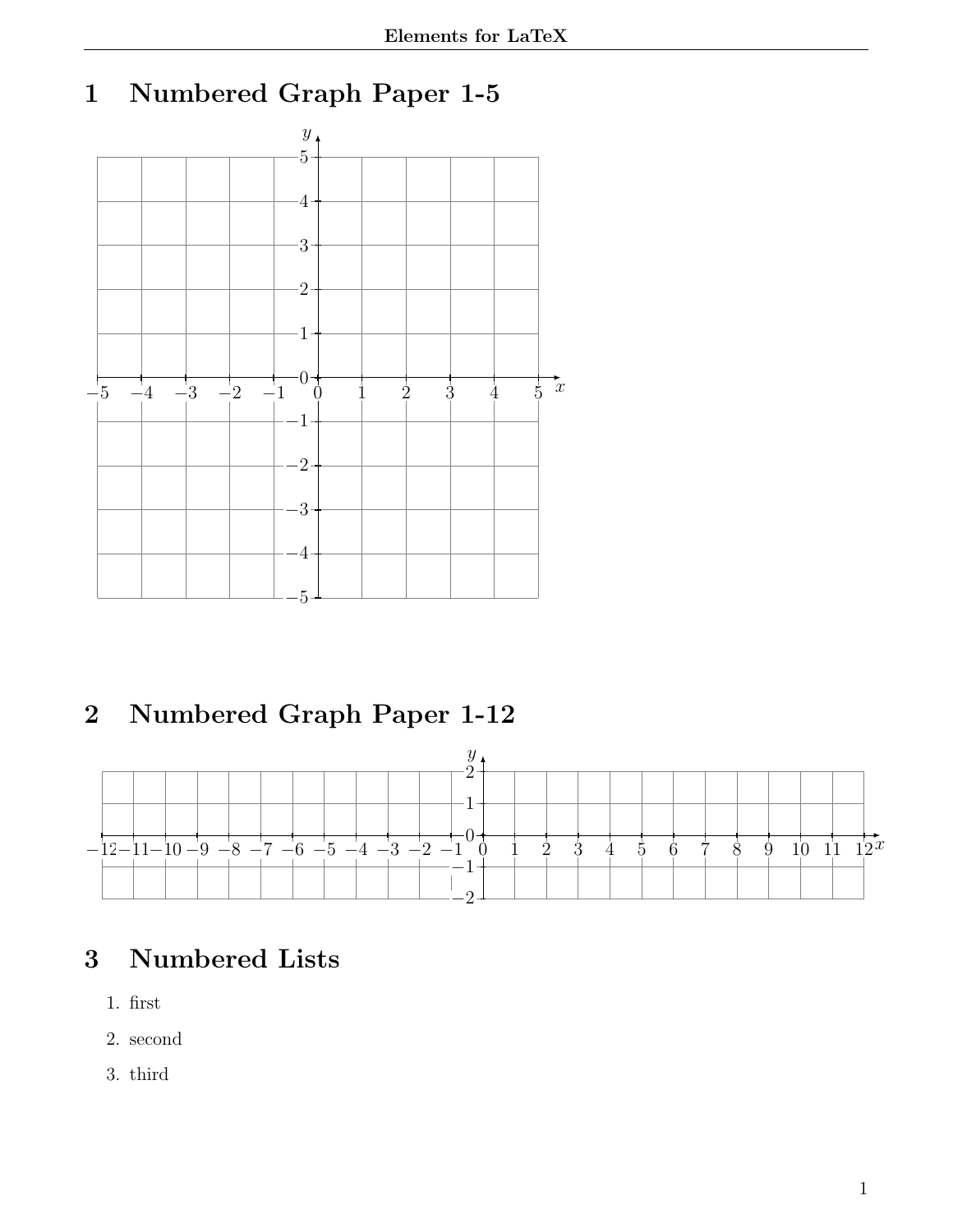# 1 Numbered Graph Paper 1-5

# 2 Numbered Graph Paper 1-12

# 3 Numbered Lists

1. first
2. second
3. third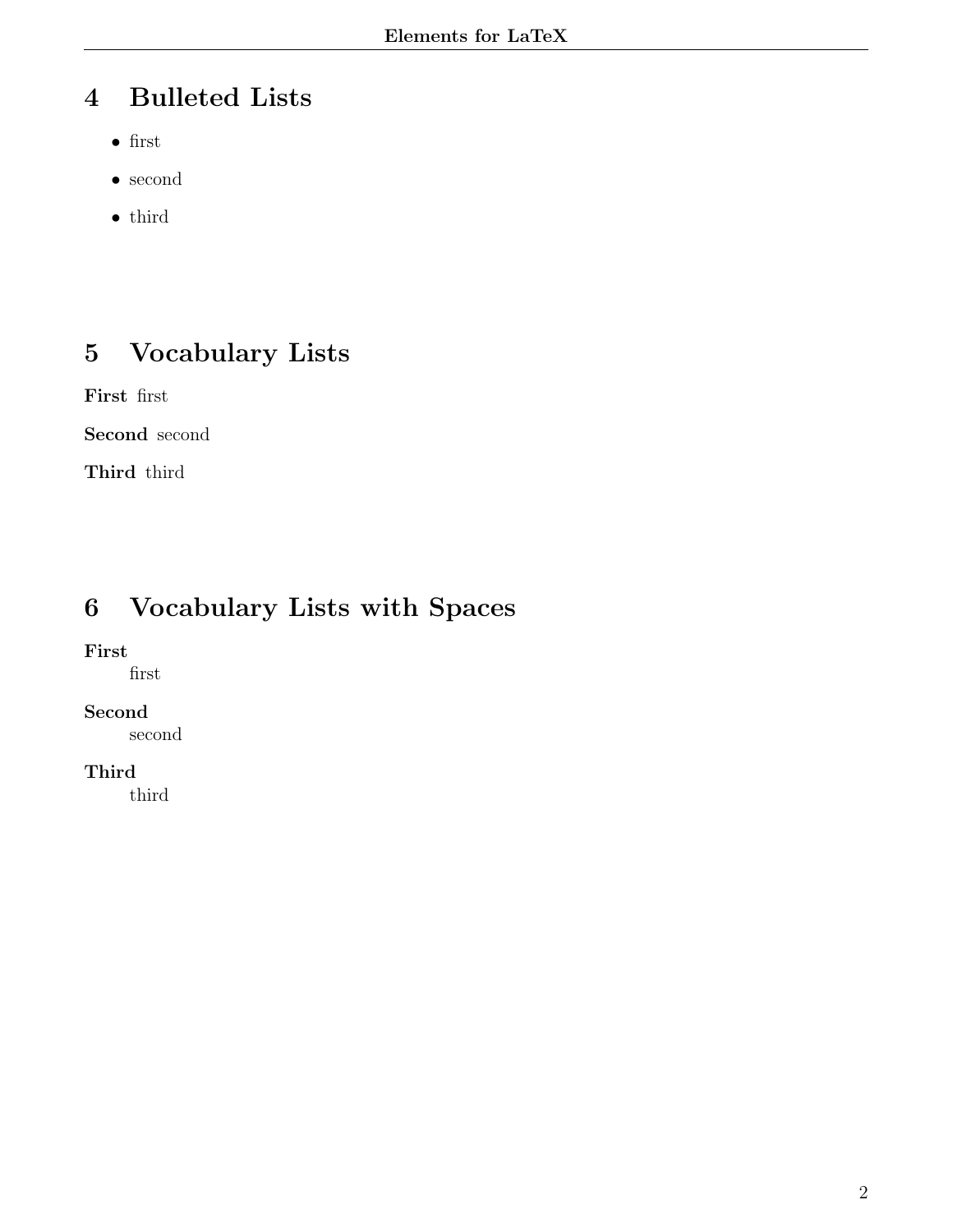# 4 Bulleted Lists

- first
- second
- third

# 5 Vocabulary Lists

**First** first

**Second** second

**Third** third

# 6 Vocabulary Lists with Spaces

**First**
first

**Second**
second

**Third**
third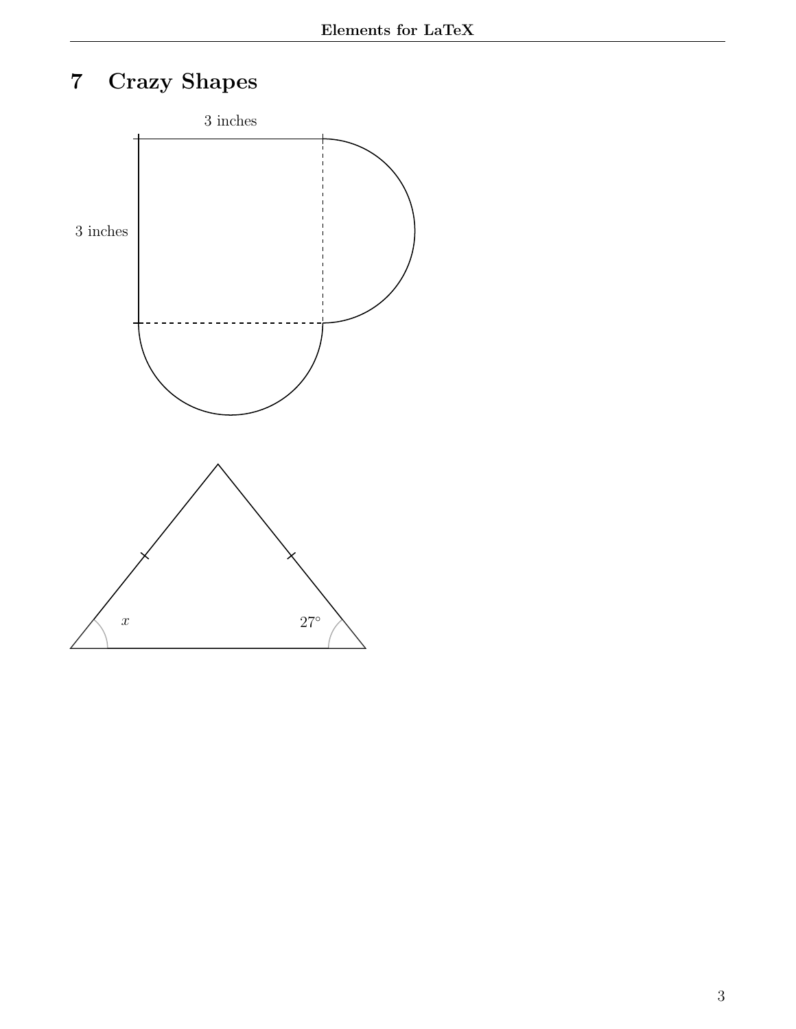## 7 Crazy Shapes

3 inches

3 inches

$x$

$27°$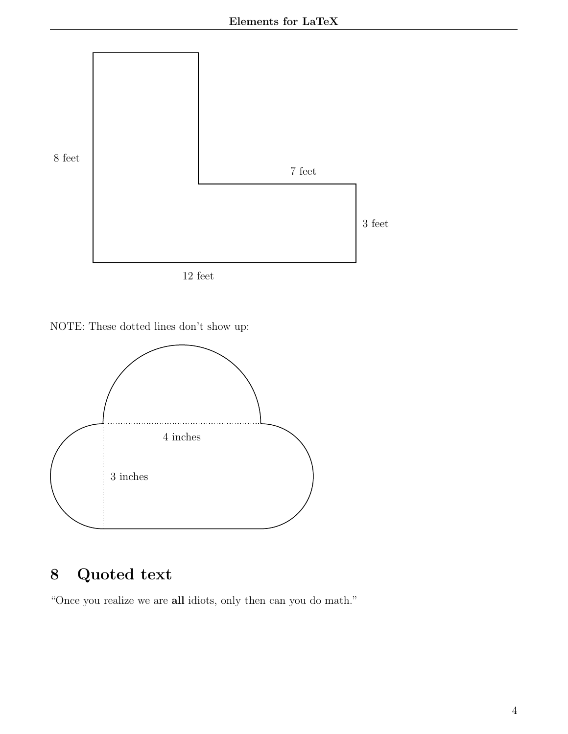8 feet

7 feet

3 feet

12 feet

NOTE: These dotted lines don't show up:

4 inches

3 inches

## 8 Quoted text

"Once you realize we are **all** idiots, only then can you do math."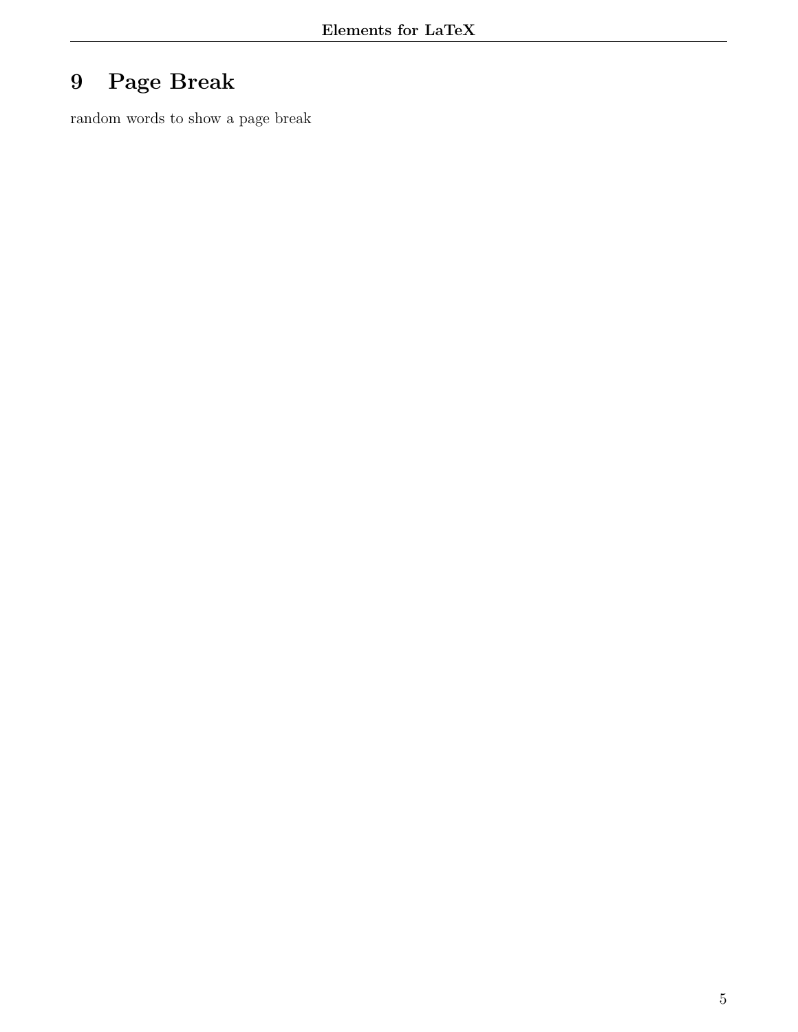# 9 Page Break

random words to show a page break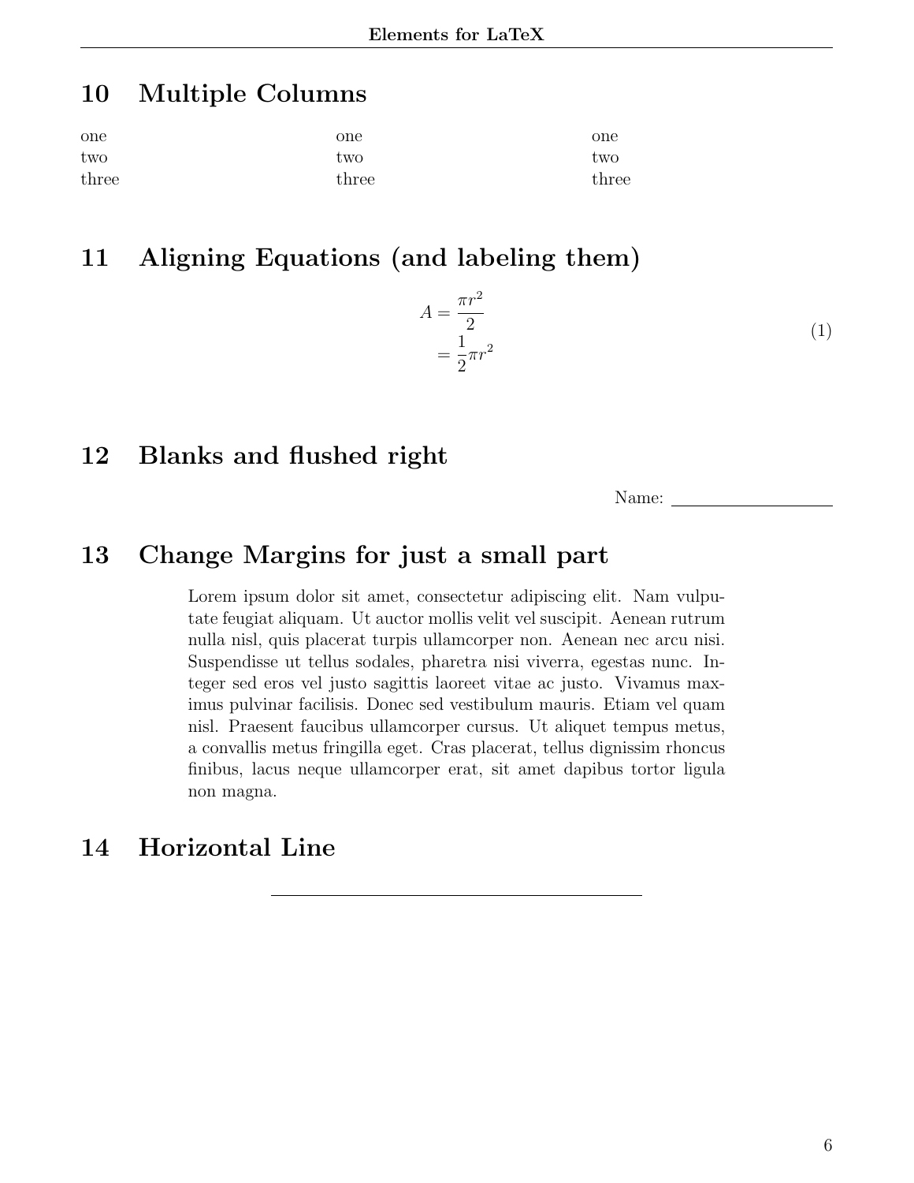## 10 Multiple Columns

one
two
three

one
two
three

one
two
three

## 11 Aligning Equations (and labeling them)

$$
\begin{aligned}
A &= \frac{\pi r^2}{2} \\
&= \frac{1}{2}\pi r^2
\end{aligned} \tag{1}
$$

## 12 Blanks and flushed right

Name: \_\_\_\_\_\_\_\_\_\_\_\_\_\_\_\_\_\_

## 13 Change Margins for just a small part

Lorem ipsum dolor sit amet, consectetur adipiscing elit. Nam vulputate feugiat aliquam. Ut auctor mollis velit vel suscipit. Aenean rutrum nulla nisl, quis placerat turpis ullamcorper non. Aenean nec arcu nisi. Suspendisse ut tellus sodales, pharetra nisi viverra, egestas nunc. Integer sed eros vel justo sagittis laoreet vitae ac justo. Vivamus maximus pulvinar facilisis. Donec sed vestibulum mauris. Etiam vel quam nisl. Praesent faucibus ullamcorper cursus. Ut aliquet tempus metus, a convallis metus fringilla eget. Cras placerat, tellus dignissim rhoncus finibus, lacus neque ullamcorper erat, sit amet dapibus tortor ligula non magna.

## 14 Horizontal Line

---